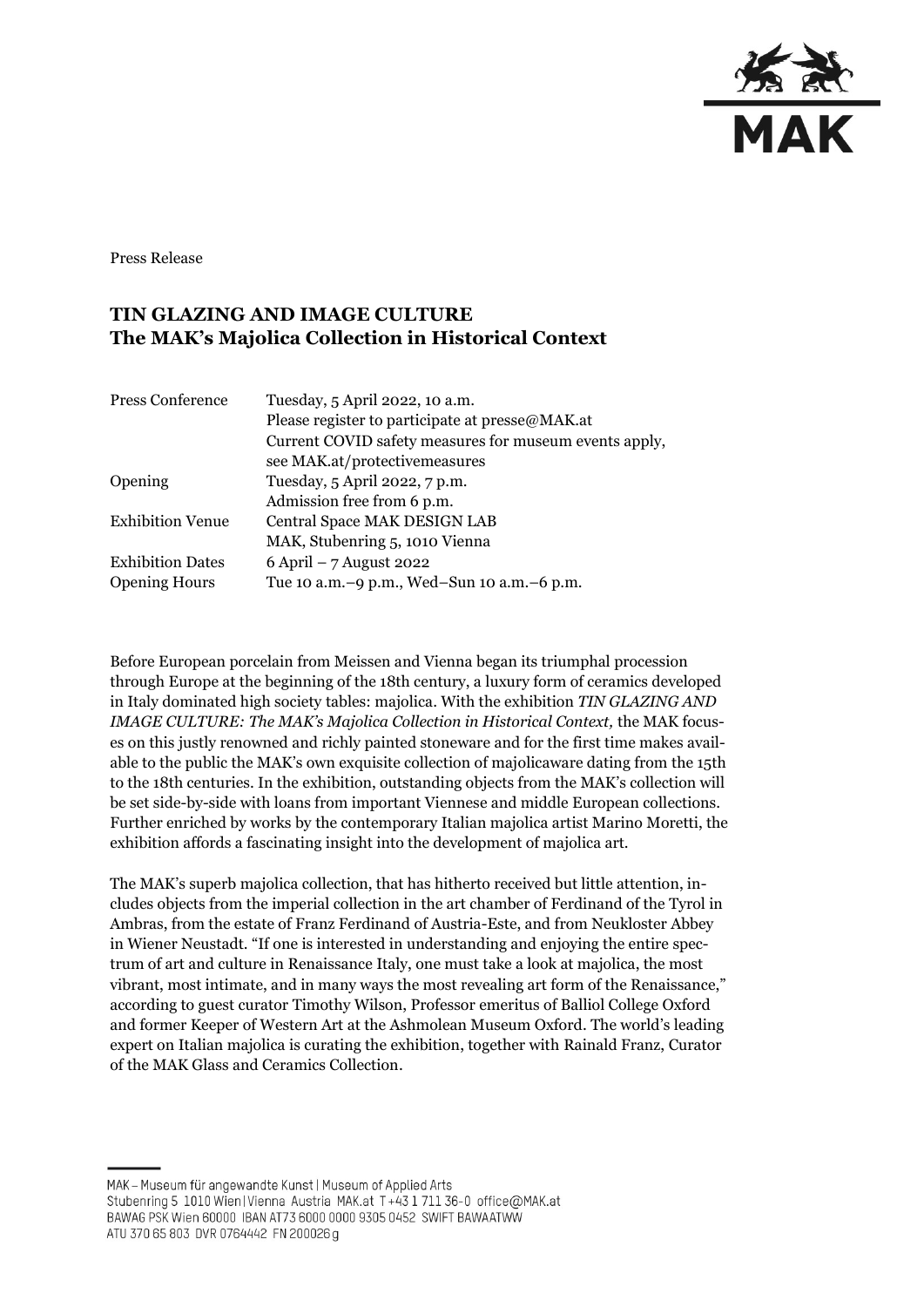Press Release

# TIN GLAZING AND IMAGE CULTURE
## The MAK's Majolica Collection in Historical Context

| | |
|---|---|
| Press Conference | Tuesday, 5 April 2022, 10 a.m.<br>Please register to participate at presse@MAK.at<br>Current COVID safety measures for museum events apply, see MAK.at/protectivemeasures |
| Opening | Tuesday, 5 April 2022, 7 p.m.<br>Admission free from 6 p.m. |
| Exhibition Venue | Central Space MAK DESIGN LAB<br>MAK, Stubenring 5, 1010 Vienna |
| Exhibition Dates | 6 April – 7 August 2022 |
| Opening Hours | Tue 10 a.m.–9 p.m., Wed–Sun 10 a.m.–6 p.m. |

Before European porcelain from Meissen and Vienna began its triumphal procession through Europe at the beginning of the 18th century, a luxury form of ceramics developed in Italy dominated high society tables: majolica. With the exhibition *TIN GLAZING AND IMAGE CULTURE: The MAK's Majolica Collection in Historical Context,* the MAK focuses on this justly renowned and richly painted stoneware and for the first time makes available to the public the MAK's own exquisite collection of majolicaware dating from the 15th to the 18th centuries. In the exhibition, outstanding objects from the MAK's collection will be set side-by-side with loans from important Viennese and middle European collections. Further enriched by works by the contemporary Italian majolica artist Marino Moretti, the exhibition affords a fascinating insight into the development of majolica art.

The MAK's superb majolica collection, that has hitherto received but little attention, includes objects from the imperial collection in the art chamber of Ferdinand of the Tyrol in Ambras, from the estate of Franz Ferdinand of Austria-Este, and from Neukloster Abbey in Wiener Neustadt. "If one is interested in understanding and enjoying the entire spectrum of art and culture in Renaissance Italy, one must take a look at majolica, the most vibrant, most intimate, and in many ways the most revealing art form of the Renaissance," according to guest curator Timothy Wilson, Professor emeritus of Balliol College Oxford and former Keeper of Western Art at the Ashmolean Museum Oxford. The world's leading expert on Italian majolica is curating the exhibition, together with Rainald Franz, Curator of the MAK Glass and Ceramics Collection.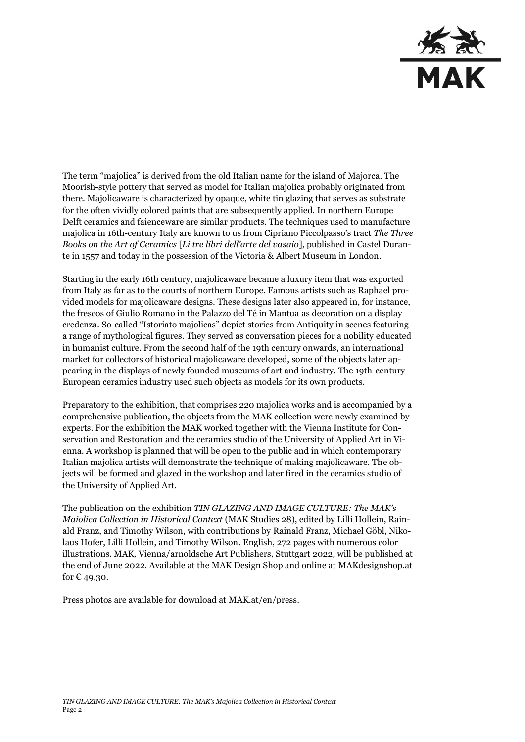The term "majolica" is derived from the old Italian name for the island of Majorca. The Moorish-style pottery that served as model for Italian majolica probably originated from there. Majolicaware is characterized by opaque, white tin glazing that serves as substrate for the often vividly colored paints that are subsequently applied. In northern Europe Delft ceramics and faienceware are similar products. The techniques used to manufacture majolica in 16th-century Italy are known to us from Cipriano Piccolpasso's tract *The Three Books on the Art of Ceramics* [*Li tre libri dell'arte del vasaio*], published in Castel Durante in 1557 and today in the possession of the Victoria & Albert Museum in London.

Starting in the early 16th century, majolicaware became a luxury item that was exported from Italy as far as to the courts of northern Europe. Famous artists such as Raphael provided models for majolicaware designs. These designs later also appeared in, for instance, the frescos of Giulio Romano in the Palazzo del Té in Mantua as decoration on a display credenza. So-called "Istoriato majolicas" depict stories from Antiquity in scenes featuring a range of mythological figures. They served as conversation pieces for a nobility educated in humanist culture. From the second half of the 19th century onwards, an international market for collectors of historical majolicaware developed, some of the objects later appearing in the displays of newly founded museums of art and industry. The 19th-century European ceramics industry used such objects as models for its own products.

Preparatory to the exhibition, that comprises 220 majolica works and is accompanied by a comprehensive publication, the objects from the MAK collection were newly examined by experts. For the exhibition the MAK worked together with the Vienna Institute for Conservation and Restoration and the ceramics studio of the University of Applied Art in Vienna. A workshop is planned that will be open to the public and in which contemporary Italian majolica artists will demonstrate the technique of making majolicaware. The objects will be formed and glazed in the workshop and later fired in the ceramics studio of the University of Applied Art.

The publication on the exhibition *TIN GLAZING AND IMAGE CULTURE: The MAK's Maiolica Collection in Historical Context* (MAK Studies 28), edited by Lilli Hollein, Rainald Franz, and Timothy Wilson, with contributions by Rainald Franz, Michael Göbl, Nikolaus Hofer, Lilli Hollein, and Timothy Wilson. English, 272 pages with numerous color illustrations. MAK, Vienna/arnoldsche Art Publishers, Stuttgart 2022, will be published at the end of June 2022. Available at the MAK Design Shop and online at MAKdesignshop.at for € 49,30.

Press photos are available for download at MAK.at/en/press.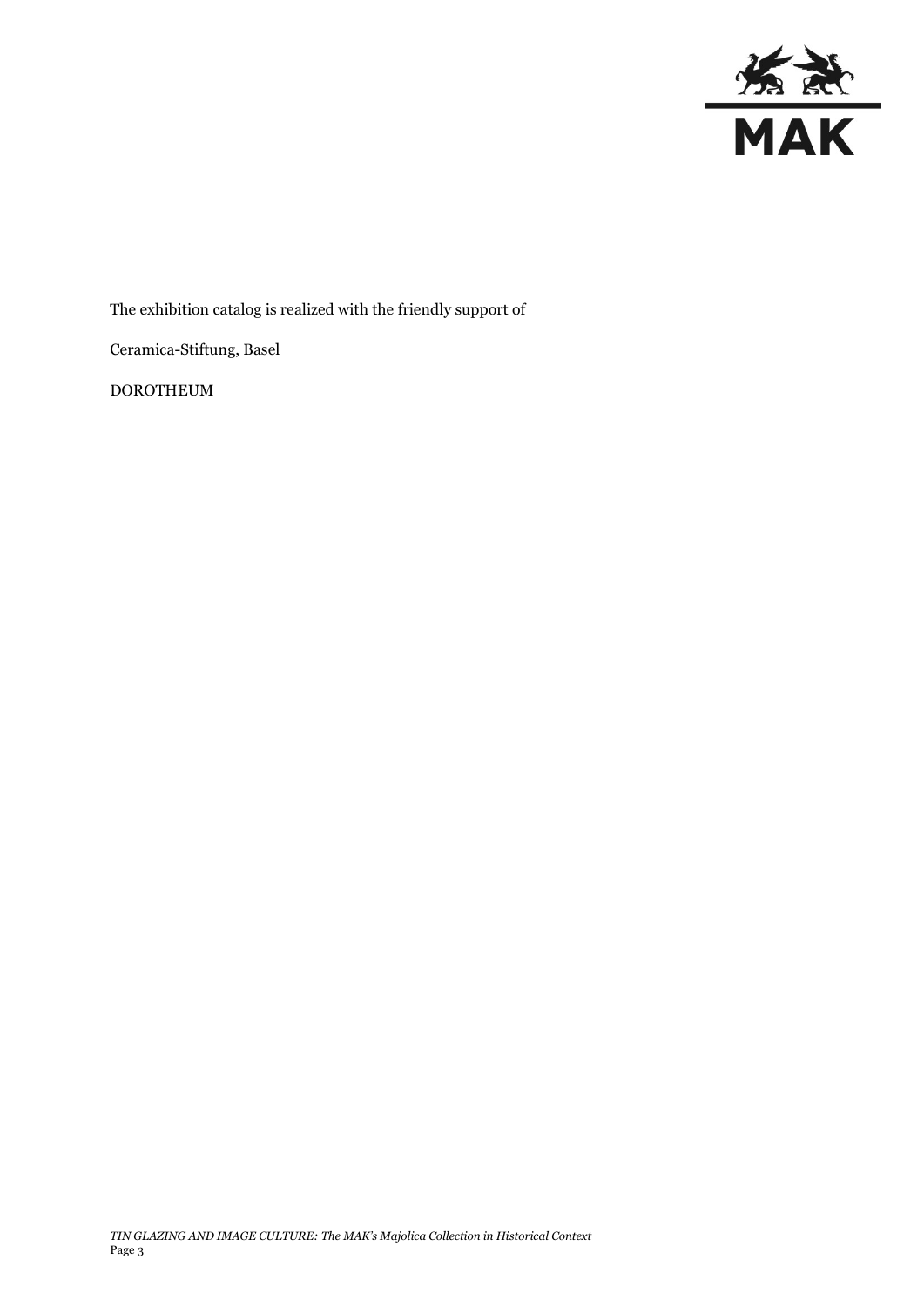The exhibition catalog is realized with the friendly support of

Ceramica-Stiftung, Basel

DOROTHEUM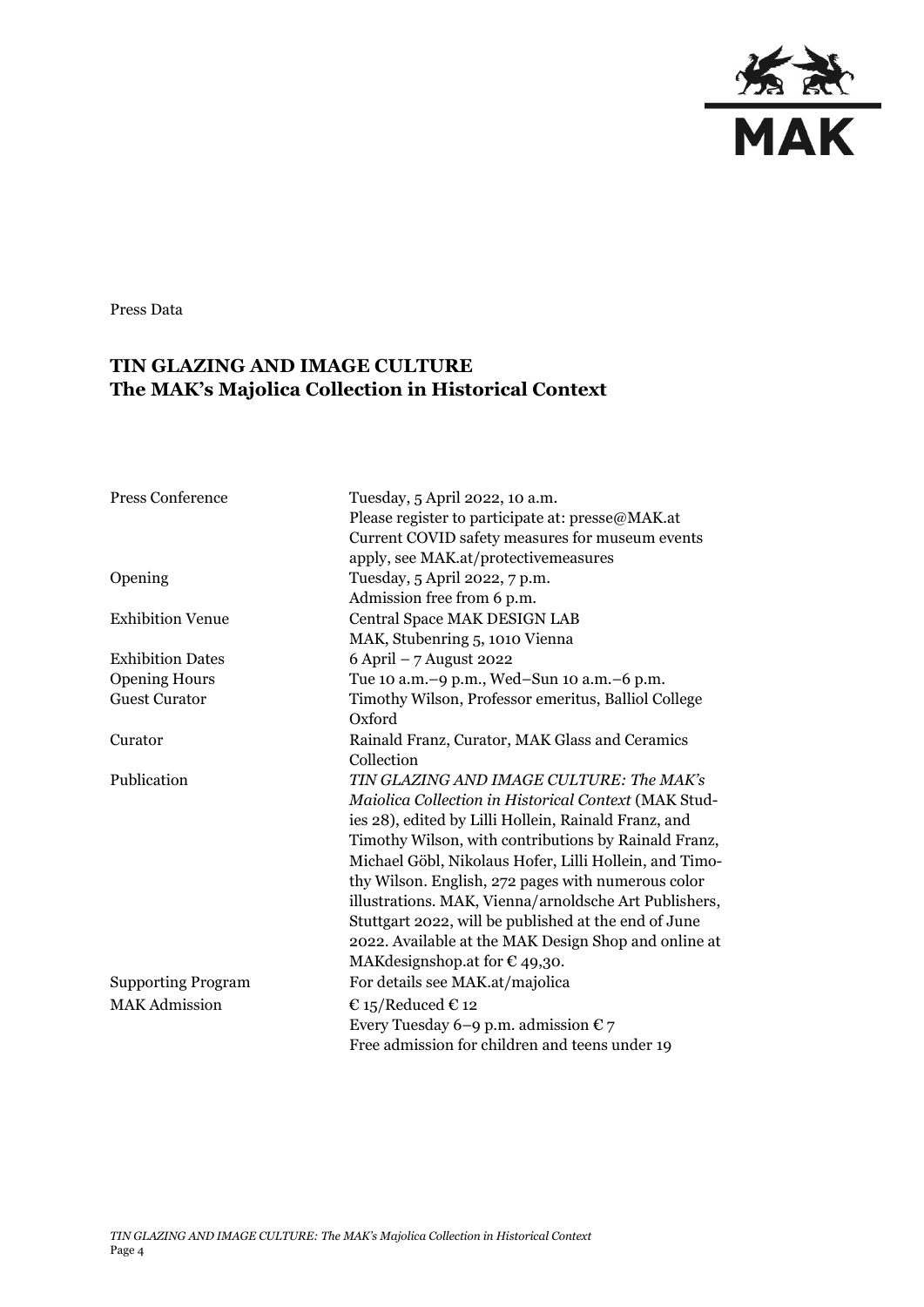Press Data

**TIN GLAZING AND IMAGE CULTURE**
**The MAK's Majolica Collection in Historical Context**

| | |
|---|---|
| Press Conference | Tuesday, 5 April 2022, 10 a.m.<br>Please register to participate at: presse@MAK.at<br>Current COVID safety measures for museum events apply, see MAK.at/protectivemeasures |
| Opening | Tuesday, 5 April 2022, 7 p.m.<br>Admission free from 6 p.m. |
| Exhibition Venue | Central Space MAK DESIGN LAB<br>MAK, Stubenring 5, 1010 Vienna |
| Exhibition Dates | 6 April – 7 August 2022 |
| Opening Hours | Tue 10 a.m.–9 p.m., Wed–Sun 10 a.m.–6 p.m. |
| Guest Curator | Timothy Wilson, Professor emeritus, Balliol College Oxford |
| Curator | Rainald Franz, Curator, MAK Glass and Ceramics Collection |
| Publication | *TIN GLAZING AND IMAGE CULTURE: The MAK's Maiolica Collection in Historical Context* (MAK Studies 28), edited by Lilli Hollein, Rainald Franz, and Timothy Wilson, with contributions by Rainald Franz, Michael Göbl, Nikolaus Hofer, Lilli Hollein, and Timothy Wilson. English, 272 pages with numerous color illustrations. MAK, Vienna/arnoldsche Art Publishers, Stuttgart 2022, will be published at the end of June 2022. Available at the MAK Design Shop and online at MAKdesignshop.at for € 49,30. |
| Supporting Program | For details see MAK.at/majolica |
| MAK Admission | € 15/Reduced € 12<br>Every Tuesday 6–9 p.m. admission € 7<br>Free admission for children and teens under 19 |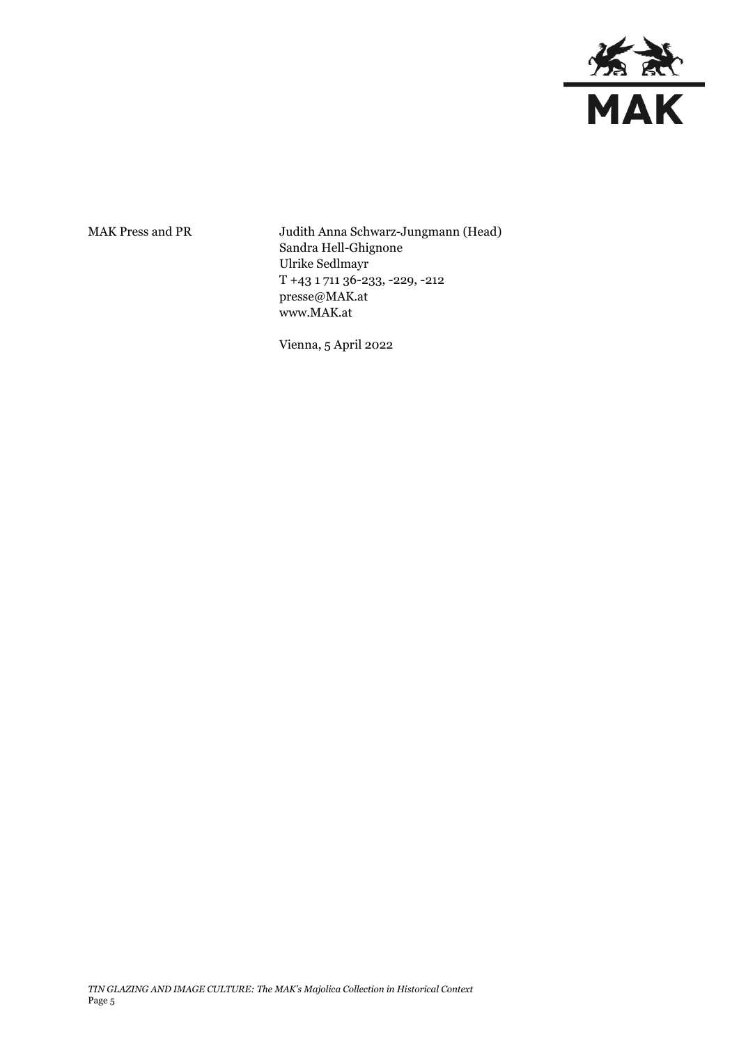MAK Press and PR

Judith Anna Schwarz-Jungmann (Head)
Sandra Hell-Ghignone
Ulrike Sedlmayr
T +43 1 711 36-233, -229, -212
presse@MAK.at
www.MAK.at

Vienna, 5 April 2022